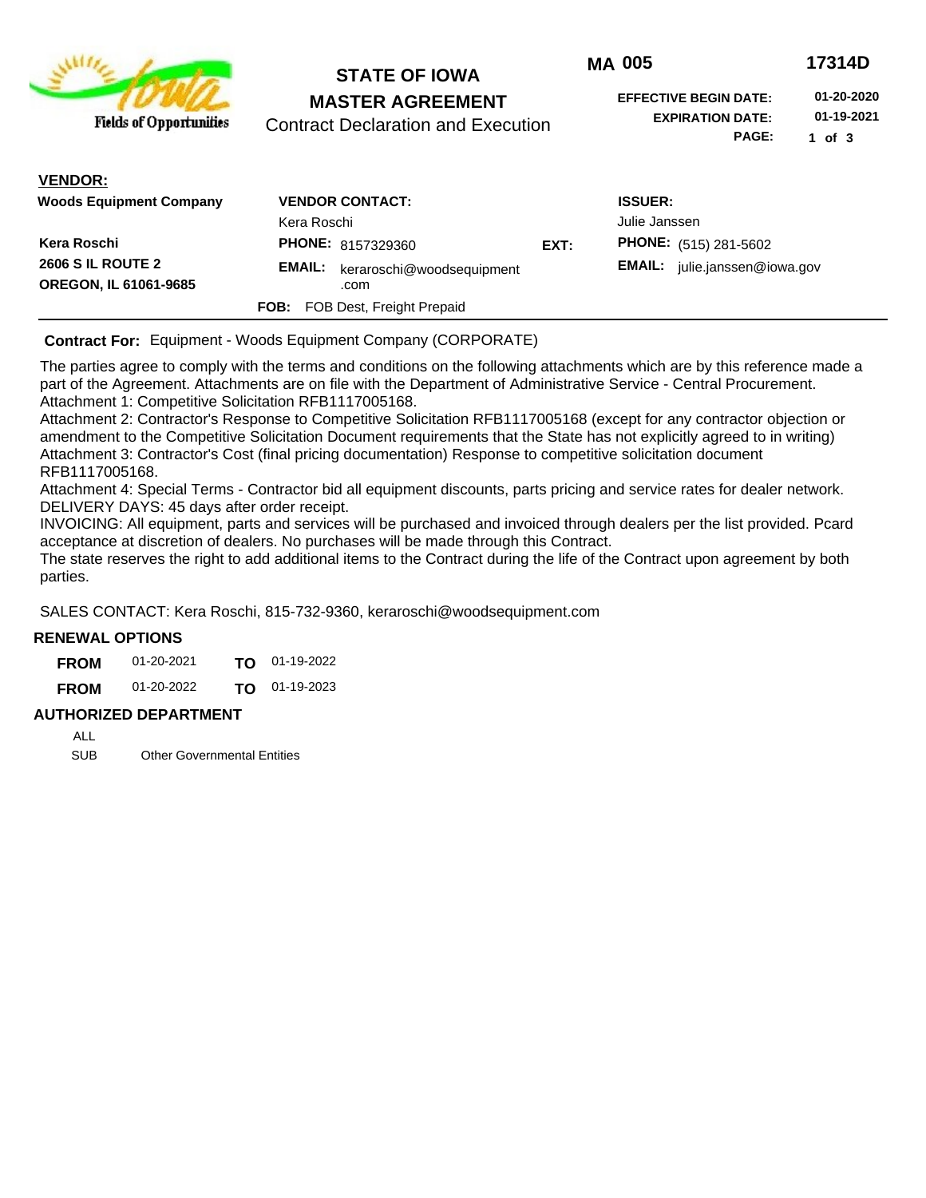**Fields of Opportunities**

# STATE OF IOWA
## MASTER AGREEMENT
Contract Declaration and Execution

**MA** 005 **17314D**

**EFFECTIVE BEGIN DATE:** 01-20-2020
**EXPIRATION DATE:** 01-19-2021

**VENDOR:**

**Woods Equipment Company**

**Kera Roschi**
**2606 S IL ROUTE 2**
**OREGON, IL 61061-9685**

**VENDOR CONTACT:**
Kera Roschi
**PHONE:** 8157329360 **EXT:**
**EMAIL:** keraroschi@woodsequipment.com

**FOB:** FOB Dest, Freight Prepaid

**ISSUER:**
Julie Janssen
**PHONE:** (515) 281-5602
**EMAIL:** julie.janssen@iowa.gov

---

**Contract For:** Equipment - Woods Equipment Company (CORPORATE)

The parties agree to comply with the terms and conditions on the following attachments which are by this reference made a part of the Agreement. Attachments are on file with the Department of Administrative Service - Central Procurement.
Attachment 1: Competitive Solicitation RFB1117005168.
Attachment 2: Contractor's Response to Competitive Solicitation RFB1117005168 (except for any contractor objection or amendment to the Competitive Solicitation Document requirements that the State has not explicitly agreed to in writing)
Attachment 3: Contractor's Cost (final pricing documentation) Response to competitive solicitation document RFB1117005168.
Attachment 4: Special Terms - Contractor bid all equipment discounts, parts pricing and service rates for dealer network.
DELIVERY DAYS: 45 days after order receipt.
INVOICING: All equipment, parts and services will be purchased and invoiced through dealers per the list provided. Pcard acceptance at discretion of dealers. No purchases will be made through this Contract.
The state reserves the right to add additional items to the Contract during the life of the Contract upon agreement by both parties.

SALES CONTACT: Kera Roschi, 815-732-9360, keraroschi@woodsequipment.com

### RENEWAL OPTIONS

| | | | |
|---|---|---|---|
| **FROM** | 01-20-2021 | **TO** | 01-19-2022 |
| **FROM** | 01-20-2022 | **TO** | 01-19-2023 |

### AUTHORIZED DEPARTMENT

ALL
SUB Other Governmental Entities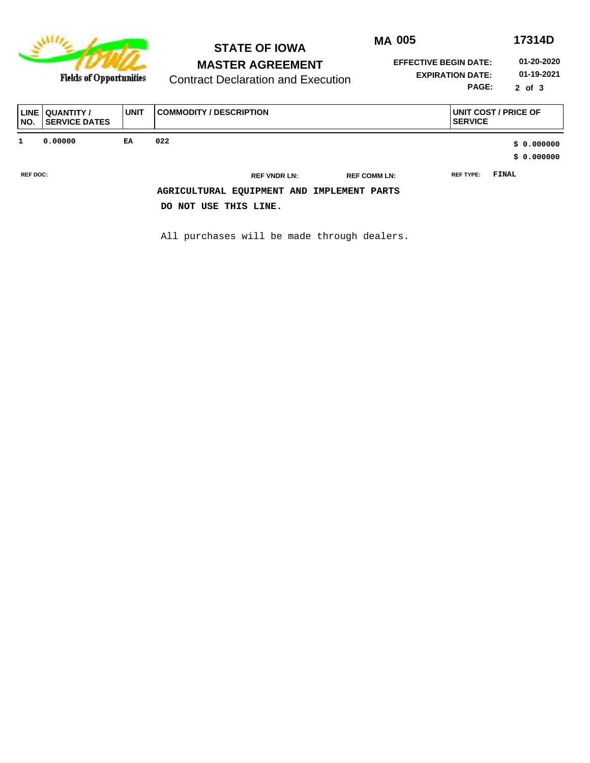**STATE OF IOWA**

**MASTER AGREEMENT**

Contract Declaration and Execution

**MA 005** **17314D**

**EFFECTIVE BEGIN DATE:** 01-20-2020

**EXPIRATION DATE:** 01-19-2021

| LINE NO. | QUANTITY / SERVICE DATES | UNIT | COMMODITY / DESCRIPTION | UNIT COST / PRICE OF SERVICE |
|---|---|---|---|---|
| 1 | 0.00000 | EA | 022 | $ 0.000000 |
| | | | | $ 0.000000 |

REF DOC: REF VNDR LN: REF COMM LN: REF TYPE: FINAL

**AGRICULTURAL EQUIPMENT AND IMPLEMENT PARTS**

**DO NOT USE THIS LINE.**

All purchases will be made through dealers.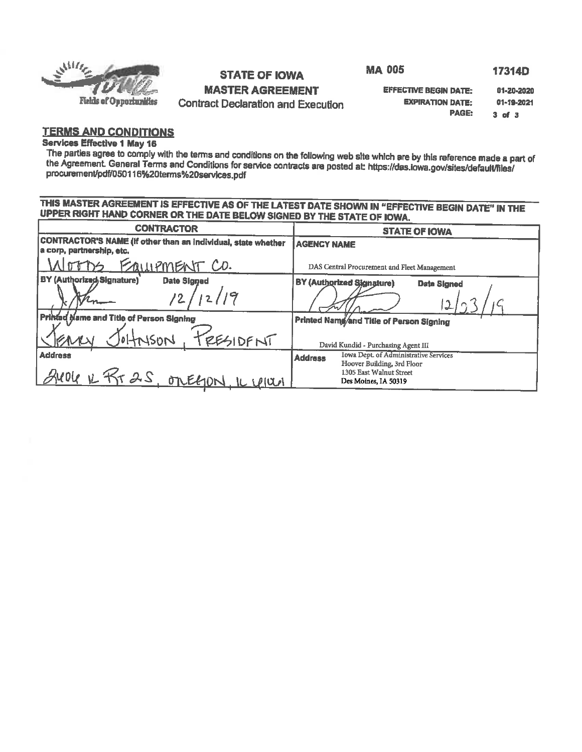# STATE OF IOWA
## MASTER AGREEMENT
Contract Declaration and Execution

MA 005 — 17314D

EFFECTIVE BEGIN DATE: 01-20-2020
EXPIRATION DATE: 01-19-2021

## TERMS AND CONDITIONS

**Services Effective 1 May 16**

The parties agree to comply with the terms and conditions on the following web site which are by this reference made a part of the Agreement. General Terms and Conditions for service contracts are posted at: https://das.iowa.gov/sites/default/files/procurement/pdf/050116%20terms%20services.pdf

**THIS MASTER AGREEMENT IS EFFECTIVE AS OF THE LATEST DATE SHOWN IN "EFFECTIVE BEGIN DATE" IN THE UPPER RIGHT HAND CORNER OR THE DATE BELOW SIGNED BY THE STATE OF IOWA.**

| CONTRACTOR | STATE OF IOWA |
|---|---|
| **CONTRACTOR'S NAME (if other than an individual, state whether a corp, partnership, etc.** WOODS EQUIPMENT CO. | **AGENCY NAME** DAS Central Procurement and Fleet Management |
| **BY (Authorized Signature)** [signature] **Date Signed** 12/12/19 | **BY (Authorized Signature)** [signature] **Date Signed** 12/23/19 |
| **Printed Name and Title of Person Signing** JERRY JOHNSON, PRESIDENT | **Printed Name and Title of Person Signing** David Kundid - Purchasing Agent III |
| **Address** 2606 IL RT 2 S, OREGON, IL 61061 | **Address** Iowa Dept. of Administrative Services, Hoover Building, 3rd Floor, 1305 East Walnut Street, Des Moines, IA 50319 |